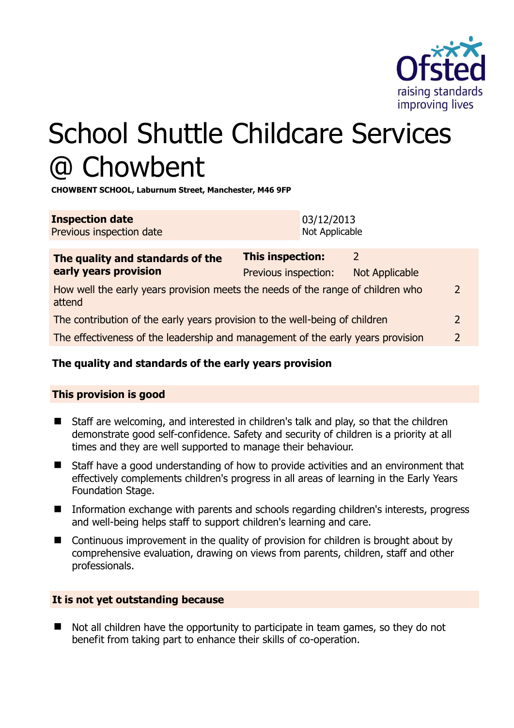# School Shuttle Childcare Services @ Chowbent

**CHOWBENT SCHOOL, Laburnum Street, Manchester, M46 9FP**

| **Inspection date** | 03/12/2013 |
|---|---|
| Previous inspection date | Not Applicable |

| **The quality and standards of the early years provision** | **This inspection:** | 2 |
|---|---|---|
| | Previous inspection: | Not Applicable |
| How well the early years provision meets the needs of the range of children who attend | | 2 |
| The contribution of the early years provision to the well-being of children | | 2 |
| The effectiveness of the leadership and management of the early years provision | | 2 |

**The quality and standards of the early years provision**

**This provision is good**

- Staff are welcoming, and interested in children's talk and play, so that the children demonstrate good self-confidence. Safety and security of children is a priority at all times and they are well supported to manage their behaviour.
- Staff have a good understanding of how to provide activities and an environment that effectively complements children's progress in all areas of learning in the Early Years Foundation Stage.
- Information exchange with parents and schools regarding children's interests, progress and well-being helps staff to support children's learning and care.
- Continuous improvement in the quality of provision for children is brought about by comprehensive evaluation, drawing on views from parents, children, staff and other professionals.

**It is not yet outstanding because**

- Not all children have the opportunity to participate in team games, so they do not benefit from taking part to enhance their skills of co-operation.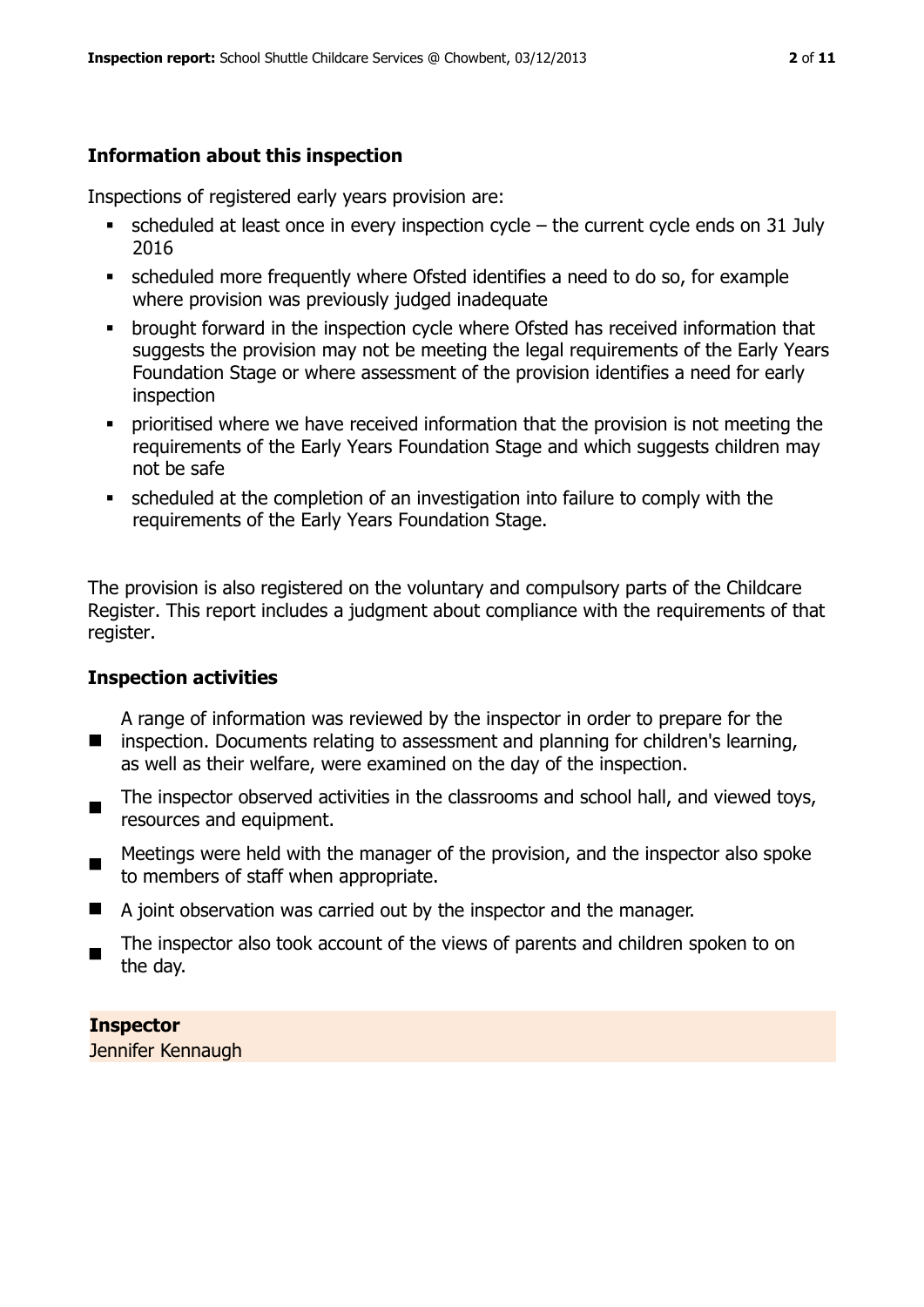## Information about this inspection

Inspections of registered early years provision are:

- scheduled at least once in every inspection cycle – the current cycle ends on 31 July 2016
- scheduled more frequently where Ofsted identifies a need to do so, for example where provision was previously judged inadequate
- brought forward in the inspection cycle where Ofsted has received information that suggests the provision may not be meeting the legal requirements of the Early Years Foundation Stage or where assessment of the provision identifies a need for early inspection
- prioritised where we have received information that the provision is not meeting the requirements of the Early Years Foundation Stage and which suggests children may not be safe
- scheduled at the completion of an investigation into failure to comply with the requirements of the Early Years Foundation Stage.

The provision is also registered on the voluntary and compulsory parts of the Childcare Register. This report includes a judgment about compliance with the requirements of that register.

## Inspection activities

- A range of information was reviewed by the inspector in order to prepare for the inspection. Documents relating to assessment and planning for children's learning, as well as their welfare, were examined on the day of the inspection.
- The inspector observed activities in the classrooms and school hall, and viewed toys, resources and equipment.
- Meetings were held with the manager of the provision, and the inspector also spoke to members of staff when appropriate.
- A joint observation was carried out by the inspector and the manager.
- The inspector also took account of the views of parents and children spoken to on the day.

**Inspector**
Jennifer Kennaugh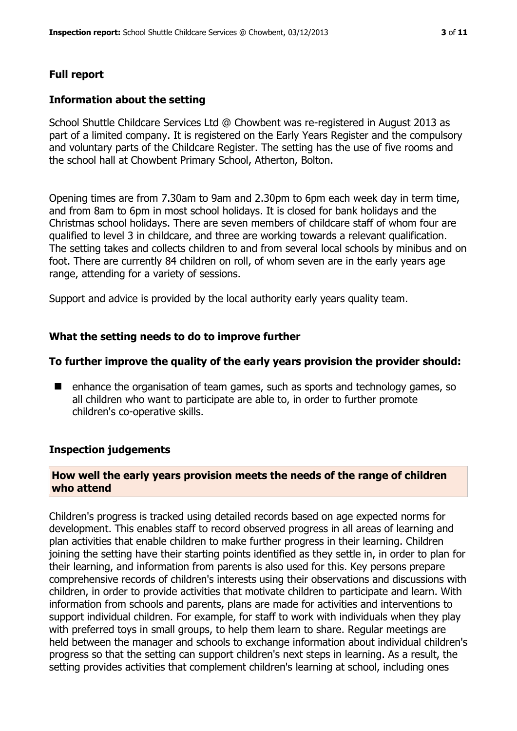## Full report

### Information about the setting

School Shuttle Childcare Services Ltd @ Chowbent was re-registered in August 2013 as part of a limited company. It is registered on the Early Years Register and the compulsory and voluntary parts of the Childcare Register. The setting has the use of five rooms and the school hall at Chowbent Primary School, Atherton, Bolton.

Opening times are from 7.30am to 9am and 2.30pm to 6pm each week day in term time, and from 8am to 6pm in most school holidays. It is closed for bank holidays and the Christmas school holidays. There are seven members of childcare staff of whom four are qualified to level 3 in childcare, and three are working towards a relevant qualification. The setting takes and collects children to and from several local schools by minibus and on foot. There are currently 84 children on roll, of whom seven are in the early years age range, attending for a variety of sessions.

Support and advice is provided by the local authority early years quality team.

### What the setting needs to do to improve further

#### To further improve the quality of the early years provision the provider should:

- enhance the organisation of team games, such as sports and technology games, so all children who want to participate are able to, in order to further promote children's co-operative skills.

### Inspection judgements

#### How well the early years provision meets the needs of the range of children who attend

Children's progress is tracked using detailed records based on age expected norms for development. This enables staff to record observed progress in all areas of learning and plan activities that enable children to make further progress in their learning. Children joining the setting have their starting points identified as they settle in, in order to plan for their learning, and information from parents is also used for this. Key persons prepare comprehensive records of children's interests using their observations and discussions with children, in order to provide activities that motivate children to participate and learn. With information from schools and parents, plans are made for activities and interventions to support individual children. For example, for staff to work with individuals when they play with preferred toys in small groups, to help them learn to share. Regular meetings are held between the manager and schools to exchange information about individual children's progress so that the setting can support children's next steps in learning. As a result, the setting provides activities that complement children's learning at school, including ones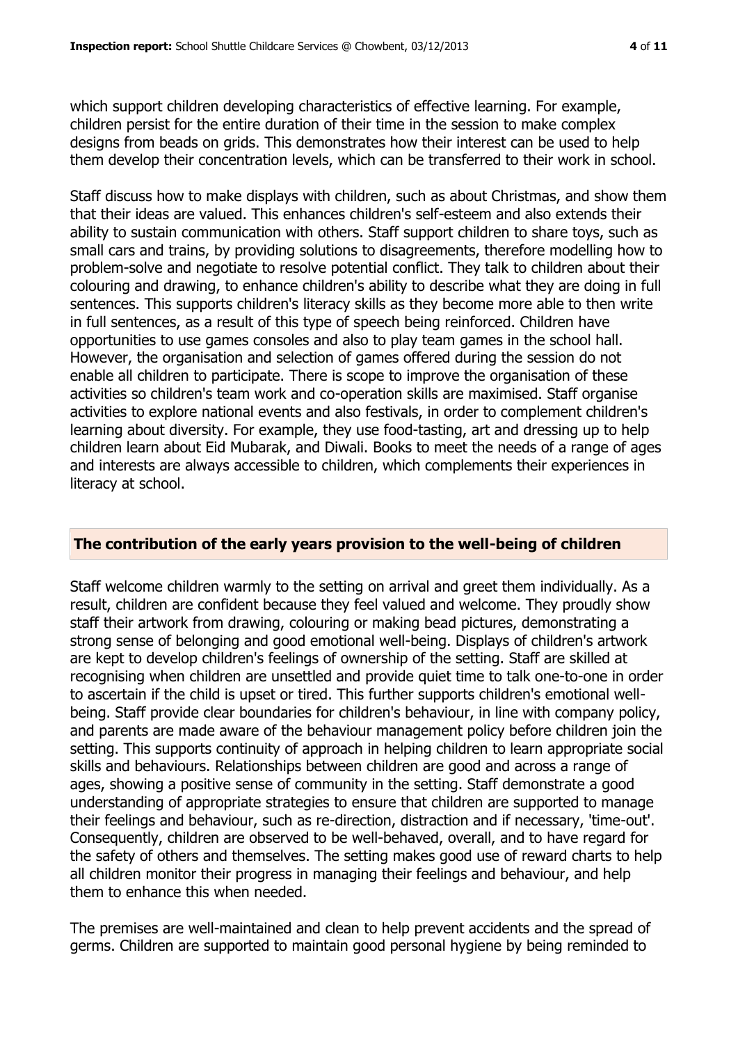which support children developing characteristics of effective learning. For example, children persist for the entire duration of their time in the session to make complex designs from beads on grids. This demonstrates how their interest can be used to help them develop their concentration levels, which can be transferred to their work in school.

Staff discuss how to make displays with children, such as about Christmas, and show them that their ideas are valued. This enhances children's self-esteem and also extends their ability to sustain communication with others. Staff support children to share toys, such as small cars and trains, by providing solutions to disagreements, therefore modelling how to problem-solve and negotiate to resolve potential conflict. They talk to children about their colouring and drawing, to enhance children's ability to describe what they are doing in full sentences. This supports children's literacy skills as they become more able to then write in full sentences, as a result of this type of speech being reinforced. Children have opportunities to use games consoles and also to play team games in the school hall. However, the organisation and selection of games offered during the session do not enable all children to participate. There is scope to improve the organisation of these activities so children's team work and co-operation skills are maximised. Staff organise activities to explore national events and also festivals, in order to complement children's learning about diversity. For example, they use food-tasting, art and dressing up to help children learn about Eid Mubarak, and Diwali. Books to meet the needs of a range of ages and interests are always accessible to children, which complements their experiences in literacy at school.

## The contribution of the early years provision to the well-being of children

Staff welcome children warmly to the setting on arrival and greet them individually. As a result, children are confident because they feel valued and welcome. They proudly show staff their artwork from drawing, colouring or making bead pictures, demonstrating a strong sense of belonging and good emotional well-being. Displays of children's artwork are kept to develop children's feelings of ownership of the setting. Staff are skilled at recognising when children are unsettled and provide quiet time to talk one-to-one in order to ascertain if the child is upset or tired. This further supports children's emotional well-being. Staff provide clear boundaries for children's behaviour, in line with company policy, and parents are made aware of the behaviour management policy before children join the setting. This supports continuity of approach in helping children to learn appropriate social skills and behaviours. Relationships between children are good and across a range of ages, showing a positive sense of community in the setting. Staff demonstrate a good understanding of appropriate strategies to ensure that children are supported to manage their feelings and behaviour, such as re-direction, distraction and if necessary, 'time-out'. Consequently, children are observed to be well-behaved, overall, and to have regard for the safety of others and themselves. The setting makes good use of reward charts to help all children monitor their progress in managing their feelings and behaviour, and help them to enhance this when needed.

The premises are well-maintained and clean to help prevent accidents and the spread of germs. Children are supported to maintain good personal hygiene by being reminded to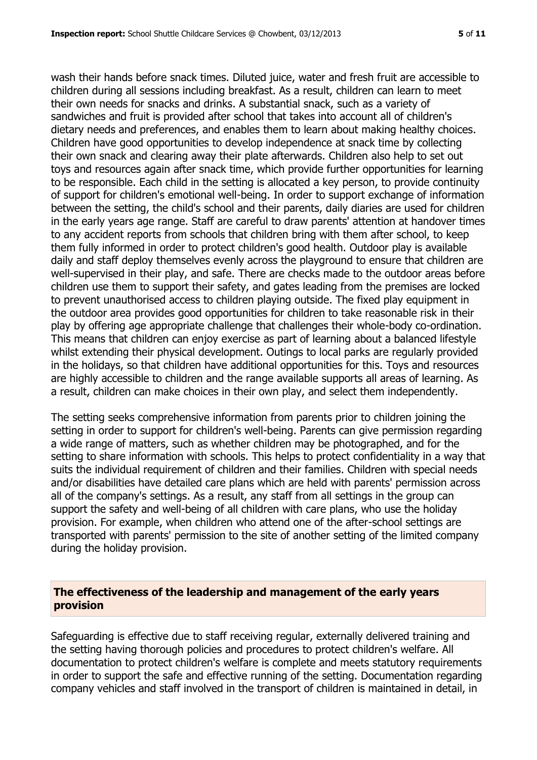wash their hands before snack times. Diluted juice, water and fresh fruit are accessible to children during all sessions including breakfast. As a result, children can learn to meet their own needs for snacks and drinks. A substantial snack, such as a variety of sandwiches and fruit is provided after school that takes into account all of children's dietary needs and preferences, and enables them to learn about making healthy choices. Children have good opportunities to develop independence at snack time by collecting their own snack and clearing away their plate afterwards. Children also help to set out toys and resources again after snack time, which provide further opportunities for learning to be responsible. Each child in the setting is allocated a key person, to provide continuity of support for children's emotional well-being. In order to support exchange of information between the setting, the child's school and their parents, daily diaries are used for children in the early years age range. Staff are careful to draw parents' attention at handover times to any accident reports from schools that children bring with them after school, to keep them fully informed in order to protect children's good health. Outdoor play is available daily and staff deploy themselves evenly across the playground to ensure that children are well-supervised in their play, and safe. There are checks made to the outdoor areas before children use them to support their safety, and gates leading from the premises are locked to prevent unauthorised access to children playing outside. The fixed play equipment in the outdoor area provides good opportunities for children to take reasonable risk in their play by offering age appropriate challenge that challenges their whole-body co-ordination. This means that children can enjoy exercise as part of learning about a balanced lifestyle whilst extending their physical development. Outings to local parks are regularly provided in the holidays, so that children have additional opportunities for this. Toys and resources are highly accessible to children and the range available supports all areas of learning. As a result, children can make choices in their own play, and select them independently.

The setting seeks comprehensive information from parents prior to children joining the setting in order to support for children's well-being. Parents can give permission regarding a wide range of matters, such as whether children may be photographed, and for the setting to share information with schools. This helps to protect confidentiality in a way that suits the individual requirement of children and their families. Children with special needs and/or disabilities have detailed care plans which are held with parents' permission across all of the company's settings. As a result, any staff from all settings in the group can support the safety and well-being of all children with care plans, who use the holiday provision. For example, when children who attend one of the after-school settings are transported with parents' permission to the site of another setting of the limited company during the holiday provision.

## The effectiveness of the leadership and management of the early years provision

Safeguarding is effective due to staff receiving regular, externally delivered training and the setting having thorough policies and procedures to protect children's welfare. All documentation to protect children's welfare is complete and meets statutory requirements in order to support the safe and effective running of the setting. Documentation regarding company vehicles and staff involved in the transport of children is maintained in detail, in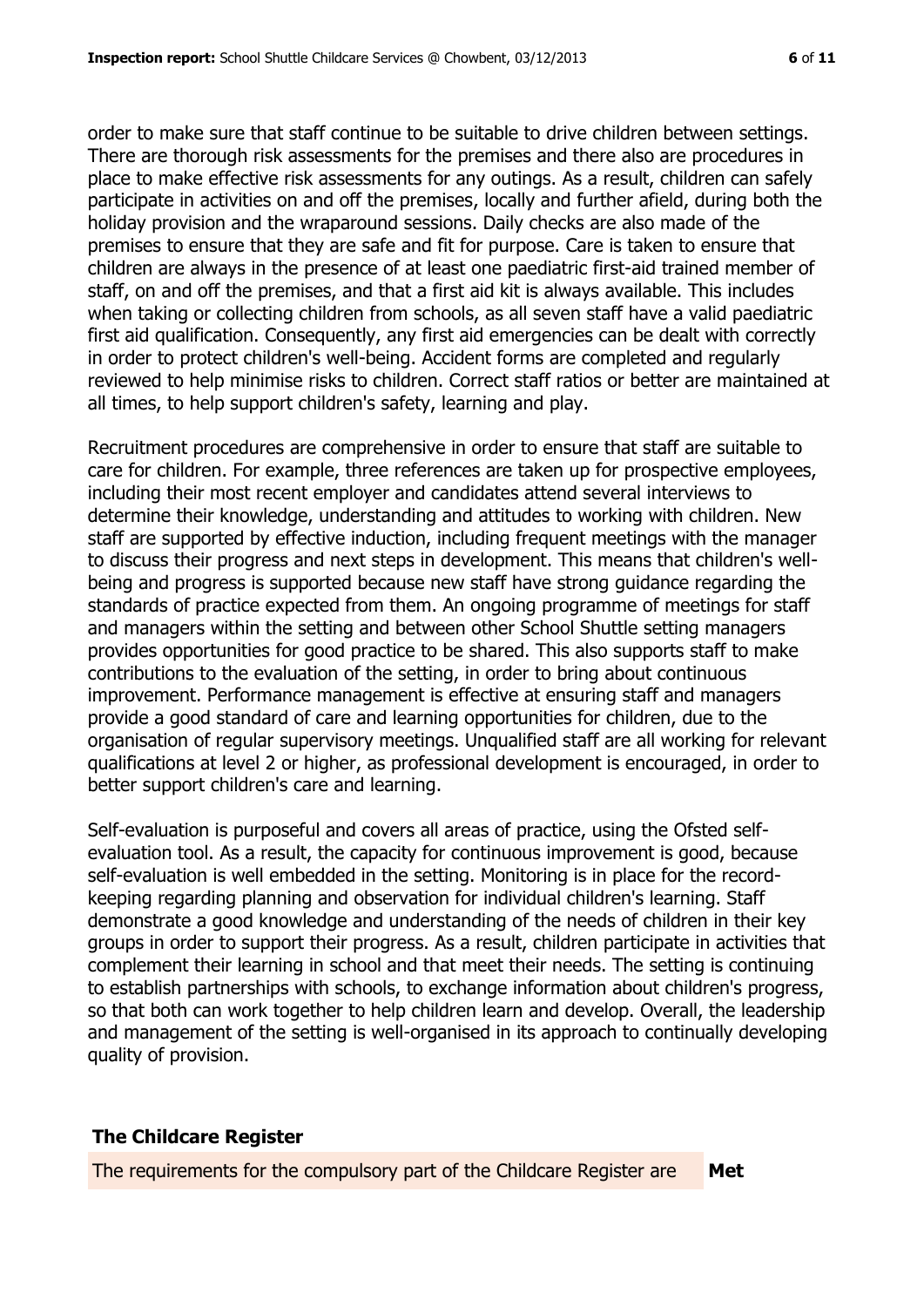order to make sure that staff continue to be suitable to drive children between settings. There are thorough risk assessments for the premises and there also are procedures in place to make effective risk assessments for any outings. As a result, children can safely participate in activities on and off the premises, locally and further afield, during both the holiday provision and the wraparound sessions. Daily checks are also made of the premises to ensure that they are safe and fit for purpose. Care is taken to ensure that children are always in the presence of at least one paediatric first-aid trained member of staff, on and off the premises, and that a first aid kit is always available. This includes when taking or collecting children from schools, as all seven staff have a valid paediatric first aid qualification. Consequently, any first aid emergencies can be dealt with correctly in order to protect children's well-being. Accident forms are completed and regularly reviewed to help minimise risks to children. Correct staff ratios or better are maintained at all times, to help support children's safety, learning and play.

Recruitment procedures are comprehensive in order to ensure that staff are suitable to care for children. For example, three references are taken up for prospective employees, including their most recent employer and candidates attend several interviews to determine their knowledge, understanding and attitudes to working with children. New staff are supported by effective induction, including frequent meetings with the manager to discuss their progress and next steps in development. This means that children's well-being and progress is supported because new staff have strong guidance regarding the standards of practice expected from them. An ongoing programme of meetings for staff and managers within the setting and between other School Shuttle setting managers provides opportunities for good practice to be shared. This also supports staff to make contributions to the evaluation of the setting, in order to bring about continuous improvement. Performance management is effective at ensuring staff and managers provide a good standard of care and learning opportunities for children, due to the organisation of regular supervisory meetings. Unqualified staff are all working for relevant qualifications at level 2 or higher, as professional development is encouraged, in order to better support children's care and learning.

Self-evaluation is purposeful and covers all areas of practice, using the Ofsted self-evaluation tool. As a result, the capacity for continuous improvement is good, because self-evaluation is well embedded in the setting. Monitoring is in place for the record-keeping regarding planning and observation for individual children's learning. Staff demonstrate a good knowledge and understanding of the needs of children in their key groups in order to support their progress. As a result, children participate in activities that complement their learning in school and that meet their needs. The setting is continuing to establish partnerships with schools, to exchange information about children's progress, so that both can work together to help children learn and develop. Overall, the leadership and management of the setting is well-organised in its approach to continually developing quality of provision.

## The Childcare Register

| The requirements for the compulsory part of the Childcare Register are | **Met** |
|---|---|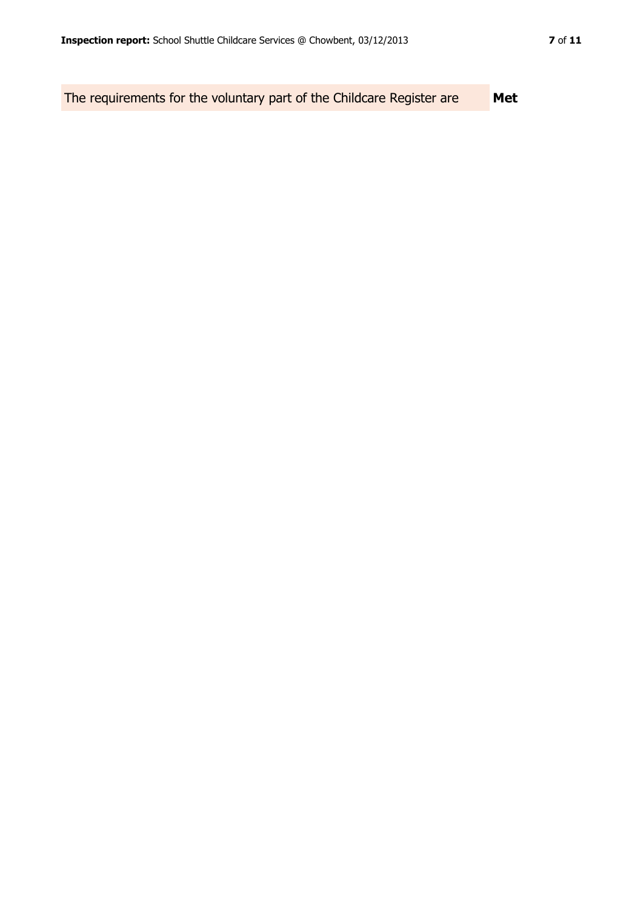| The requirements for the voluntary part of the Childcare Register are | **Met** |
| --- | --- |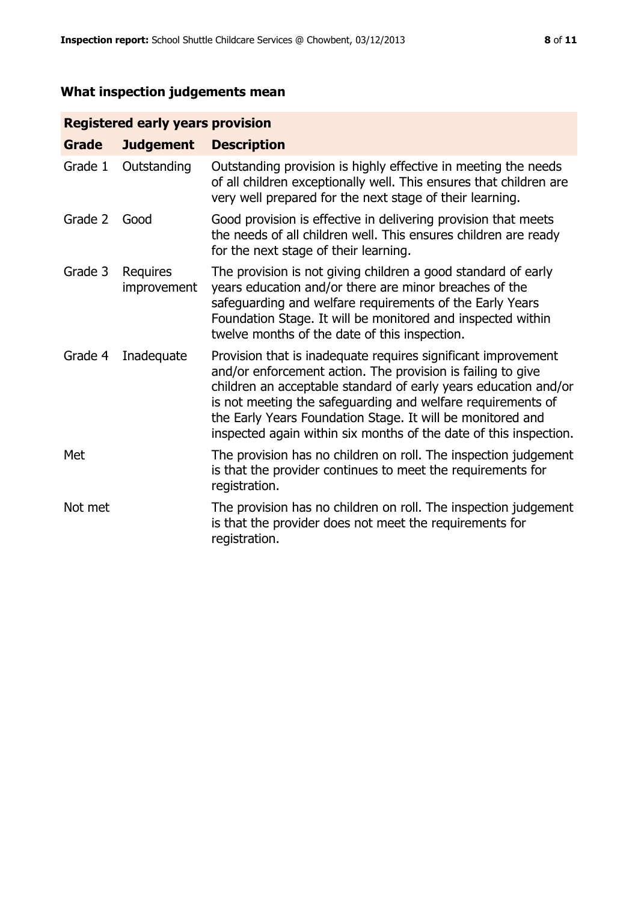## What inspection judgements mean

| Registered early years provision | | |
|---|---|---|
| **Grade** | **Judgement** | **Description** |
| Grade 1 | Outstanding | Outstanding provision is highly effective in meeting the needs of all children exceptionally well. This ensures that children are very well prepared for the next stage of their learning. |
| Grade 2 | Good | Good provision is effective in delivering provision that meets the needs of all children well. This ensures children are ready for the next stage of their learning. |
| Grade 3 | Requires improvement | The provision is not giving children a good standard of early years education and/or there are minor breaches of the safeguarding and welfare requirements of the Early Years Foundation Stage. It will be monitored and inspected within twelve months of the date of this inspection. |
| Grade 4 | Inadequate | Provision that is inadequate requires significant improvement and/or enforcement action. The provision is failing to give children an acceptable standard of early years education and/or is not meeting the safeguarding and welfare requirements of the Early Years Foundation Stage. It will be monitored and inspected again within six months of the date of this inspection. |
| Met | | The provision has no children on roll. The inspection judgement is that the provider continues to meet the requirements for registration. |
| Not met | | The provision has no children on roll. The inspection judgement is that the provider does not meet the requirements for registration. |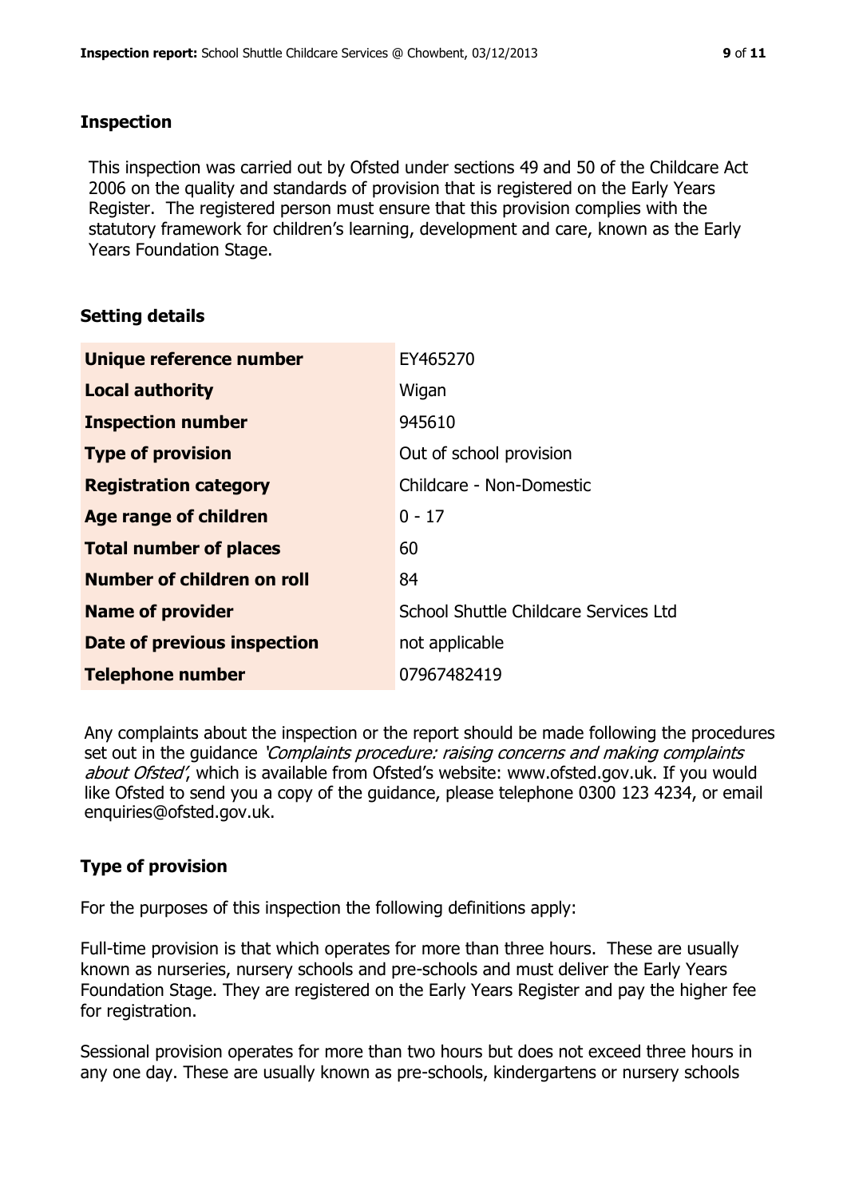## Inspection

This inspection was carried out by Ofsted under sections 49 and 50 of the Childcare Act 2006 on the quality and standards of provision that is registered on the Early Years Register. The registered person must ensure that this provision complies with the statutory framework for children's learning, development and care, known as the Early Years Foundation Stage.

## Setting details

| | |
|---|---|
| **Unique reference number** | EY465270 |
| **Local authority** | Wigan |
| **Inspection number** | 945610 |
| **Type of provision** | Out of school provision |
| **Registration category** | Childcare - Non-Domestic |
| **Age range of children** | 0 - 17 |
| **Total number of places** | 60 |
| **Number of children on roll** | 84 |
| **Name of provider** | School Shuttle Childcare Services Ltd |
| **Date of previous inspection** | not applicable |
| **Telephone number** | 07967482419 |

Any complaints about the inspection or the report should be made following the procedures set out in the guidance *'Complaints procedure: raising concerns and making complaints about Ofsted'*, which is available from Ofsted's website: www.ofsted.gov.uk. If you would like Ofsted to send you a copy of the guidance, please telephone 0300 123 4234, or email enquiries@ofsted.gov.uk.

## Type of provision

For the purposes of this inspection the following definitions apply:

Full-time provision is that which operates for more than three hours. These are usually known as nurseries, nursery schools and pre-schools and must deliver the Early Years Foundation Stage. They are registered on the Early Years Register and pay the higher fee for registration.

Sessional provision operates for more than two hours but does not exceed three hours in any one day. These are usually known as pre-schools, kindergartens or nursery schools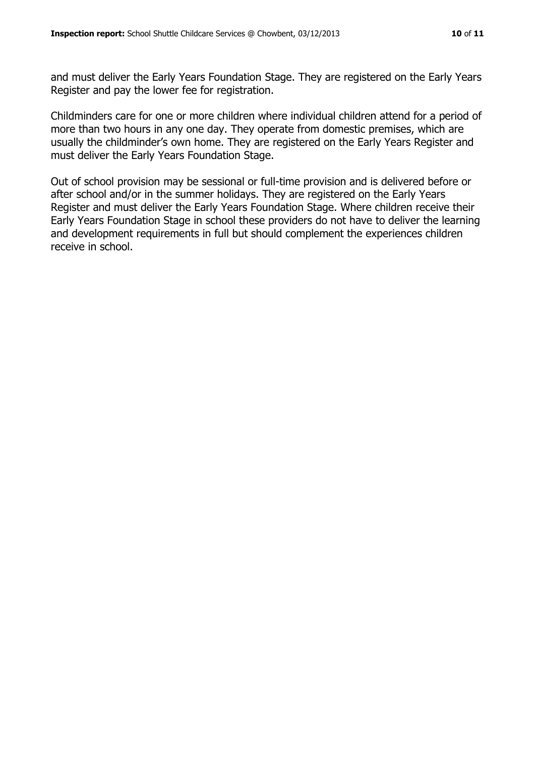and must deliver the Early Years Foundation Stage. They are registered on the Early Years Register and pay the lower fee for registration.

Childminders care for one or more children where individual children attend for a period of more than two hours in any one day. They operate from domestic premises, which are usually the childminder's own home. They are registered on the Early Years Register and must deliver the Early Years Foundation Stage.

Out of school provision may be sessional or full-time provision and is delivered before or after school and/or in the summer holidays. They are registered on the Early Years Register and must deliver the Early Years Foundation Stage. Where children receive their Early Years Foundation Stage in school these providers do not have to deliver the learning and development requirements in full but should complement the experiences children receive in school.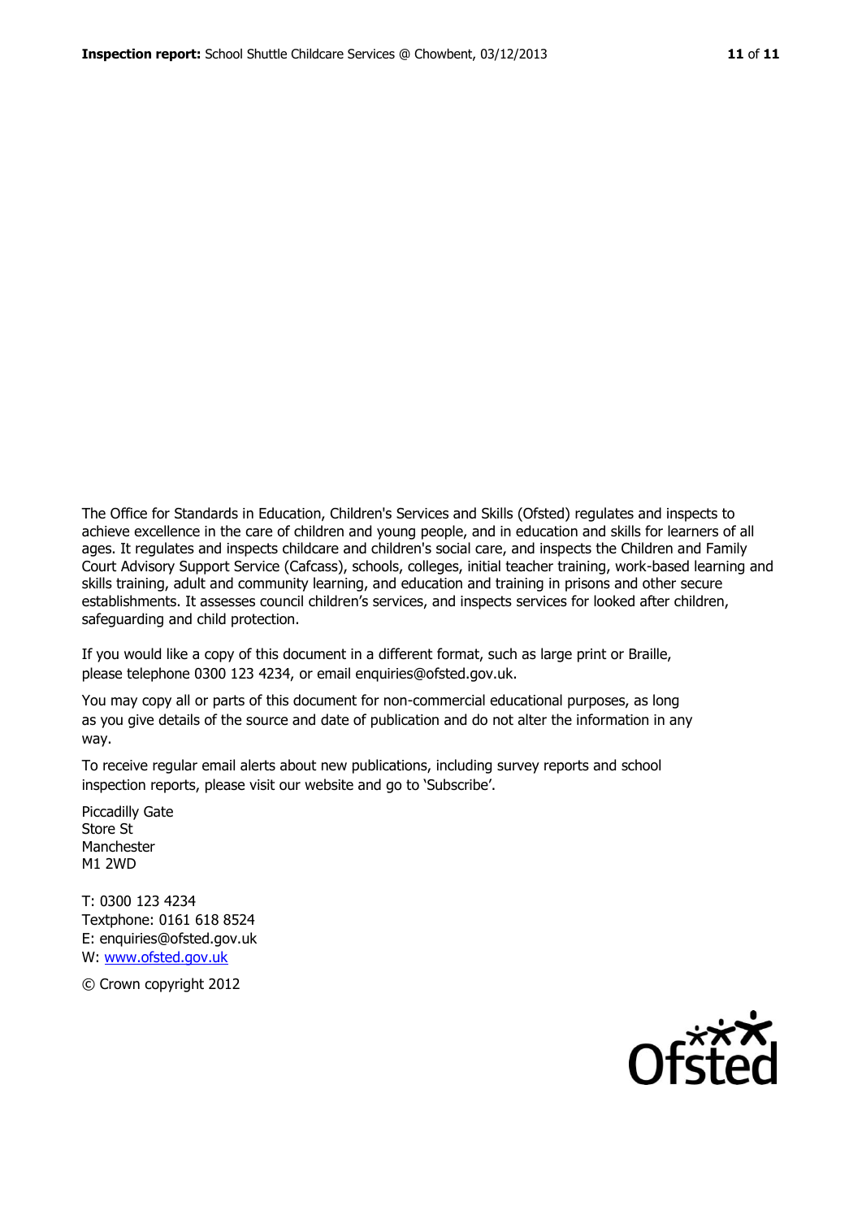The Office for Standards in Education, Children's Services and Skills (Ofsted) regulates and inspects to achieve excellence in the care of children and young people, and in education and skills for learners of all ages. It regulates and inspects childcare and children's social care, and inspects the Children and Family Court Advisory Support Service (Cafcass), schools, colleges, initial teacher training, work-based learning and skills training, adult and community learning, and education and training in prisons and other secure establishments. It assesses council children's services, and inspects services for looked after children, safeguarding and child protection.

If you would like a copy of this document in a different format, such as large print or Braille, please telephone 0300 123 4234, or email enquiries@ofsted.gov.uk.

You may copy all or parts of this document for non-commercial educational purposes, as long as you give details of the source and date of publication and do not alter the information in any way.

To receive regular email alerts about new publications, including survey reports and school inspection reports, please visit our website and go to 'Subscribe'.

Piccadilly Gate
Store St
Manchester
M1 2WD

T: 0300 123 4234
Textphone: 0161 618 8524
E: enquiries@ofsted.gov.uk
W: www.ofsted.gov.uk

© Crown copyright 2012